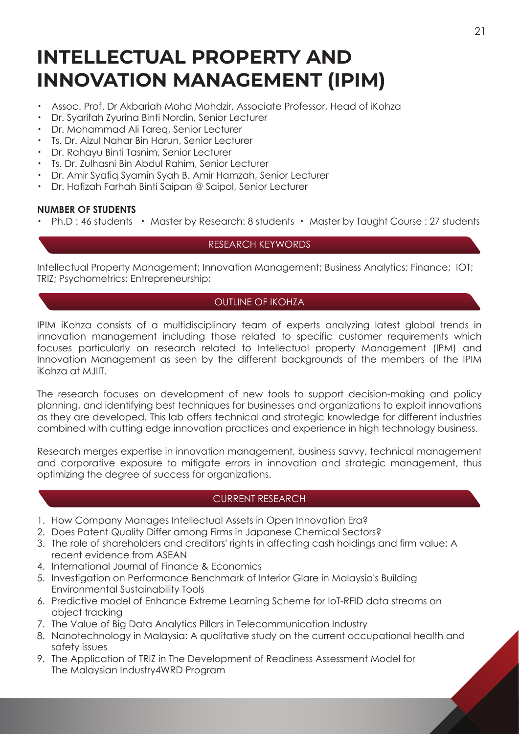# INTELLECTUAL PROPERTY AND INNOVATION MANAGEMENT (IPIM)

- Assoc. Prof. Dr Akbariah Mohd Mahdzir, Associate Professor, Head of iKohza
- Dr. Syarifah Zyurina Binti Nordin, Senior Lecturer
- Dr. Mohammad Ali Tareq, Senior Lecturer
- Ts. Dr. Aizul Nahar Bin Harun, Senior Lecturer
- Dr. Rahayu Binti Tasnim, Senior Lecturer
- Ts. Dr. Zulhasni Bin Abdul Rahim, Senior Lecturer
- Dr. Amir Syafiq Syamin Syah B. Amir Hamzah, Senior Lecturer
- Dr. Hafizah Farhah Binti Saipan @ Saipol, Senior Lecturer

**NUMBER OF STUDENTS**

- Ph.D : 46 students • Master by Research: 8 students • Master by Taught Course : 27 students

## RESEARCH KEYWORDS

Intellectual Property Management; Innovation Management; Business Analytics; Finance; IOT; TRIZ; Psychometrics; Entrepreneurship;

## OUTLINE OF IKOHZA

IPIM iKohza consists of a multidisciplinary team of experts analyzing latest global trends in innovation management including those related to specific customer requirements which focuses particularly on research related to Intellectual property Management (IPM) and Innovation Management as seen by the different backgrounds of the members of the IPIM iKohza at MJIIT.

The research focuses on development of new tools to support decision-making and policy planning, and identifying best techniques for businesses and organizations to exploit innovations as they are developed. This lab offers technical and strategic knowledge for different industries combined with cutting edge innovation practices and experience in high technology business.

Research merges expertise in innovation management, business savvy, technical management and corporative exposure to mitigate errors in innovation and strategic management, thus optimizing the degree of success for organizations.

## CURRENT RESEARCH

1. How Company Manages Intellectual Assets in Open Innovation Era?
2. Does Patent Quality Differ among Firms in Japanese Chemical Sectors?
3. The role of shareholders and creditors' rights in affecting cash holdings and firm value: A recent evidence from ASEAN
4. International Journal of Finance & Economics
5. Investigation on Performance Benchmark of Interior Glare in Malaysia's Building Environmental Sustainability Tools
6. Predictive model of Enhance Extreme Learning Scheme for IoT-RFID data streams on object tracking
7. The Value of Big Data Analytics Pillars in Telecommunication Industry
8. Nanotechnology in Malaysia: A qualitative study on the current occupational health and safety issues
9. The Application of TRIZ in The Development of Readiness Assessment Model for The Malaysian Industry4WRD Program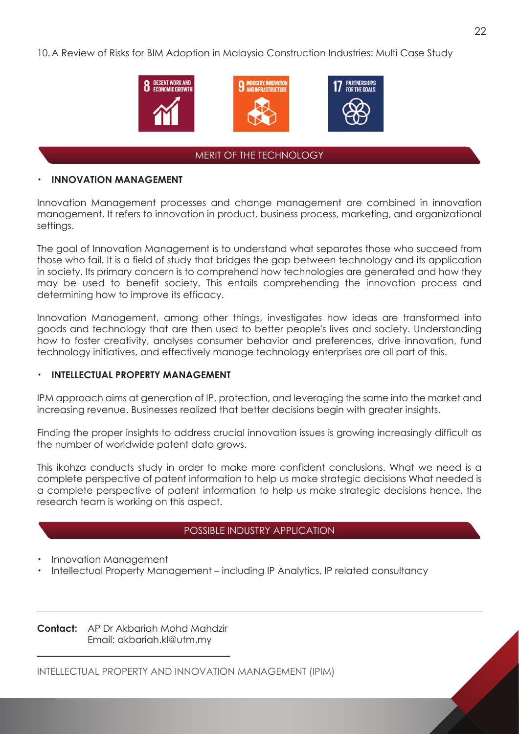## 10. A Review of Risks for BIM Adoption in Malaysia Construction Industries: Multi Case Study

8 DECENT WORK AND ECONOMIC GROWTH

9 INDUSTRY, INNOVATION AND INFRASTRUCTURE

17 PARTNERSHIPS FOR THE GOALS

### MERIT OF THE TECHNOLOGY

- **INNOVATION MANAGEMENT**

Innovation Management processes and change management are combined in innovation management. It refers to innovation in product, business process, marketing, and organizational settings.

The goal of Innovation Management is to understand what separates those who succeed from those who fail. It is a field of study that bridges the gap between technology and its application in society. Its primary concern is to comprehend how technologies are generated and how they may be used to benefit society. This entails comprehending the innovation process and determining how to improve its efficacy.

Innovation Management, among other things, investigates how ideas are transformed into goods and technology that are then used to better people's lives and society. Understanding how to foster creativity, analyses consumer behavior and preferences, drive innovation, fund technology initiatives, and effectively manage technology enterprises are all part of this.

- **INTELLECTUAL PROPERTY MANAGEMENT**

IPM approach aims at generation of IP, protection, and leveraging the same into the market and increasing revenue. Businesses realized that better decisions begin with greater insights.

Finding the proper insights to address crucial innovation issues is growing increasingly difficult as the number of worldwide patent data grows.

This ikohza conducts study in order to make more confident conclusions. What we need is a complete perspective of patent information to help us make strategic decisions What needed is a complete perspective of patent information to help us make strategic decisions hence, the research team is working on this aspect.

### POSSIBLE INDUSTRY APPLICATION

- Innovation Management
- Intellectual Property Management – including IP Analytics, IP related consultancy

**Contact:** AP Dr Akbariah Mohd Mahdzir
Email: akbariah.kl@utm.my

INTELLECTUAL PROPERTY AND INNOVATION MANAGEMENT (IPIM)